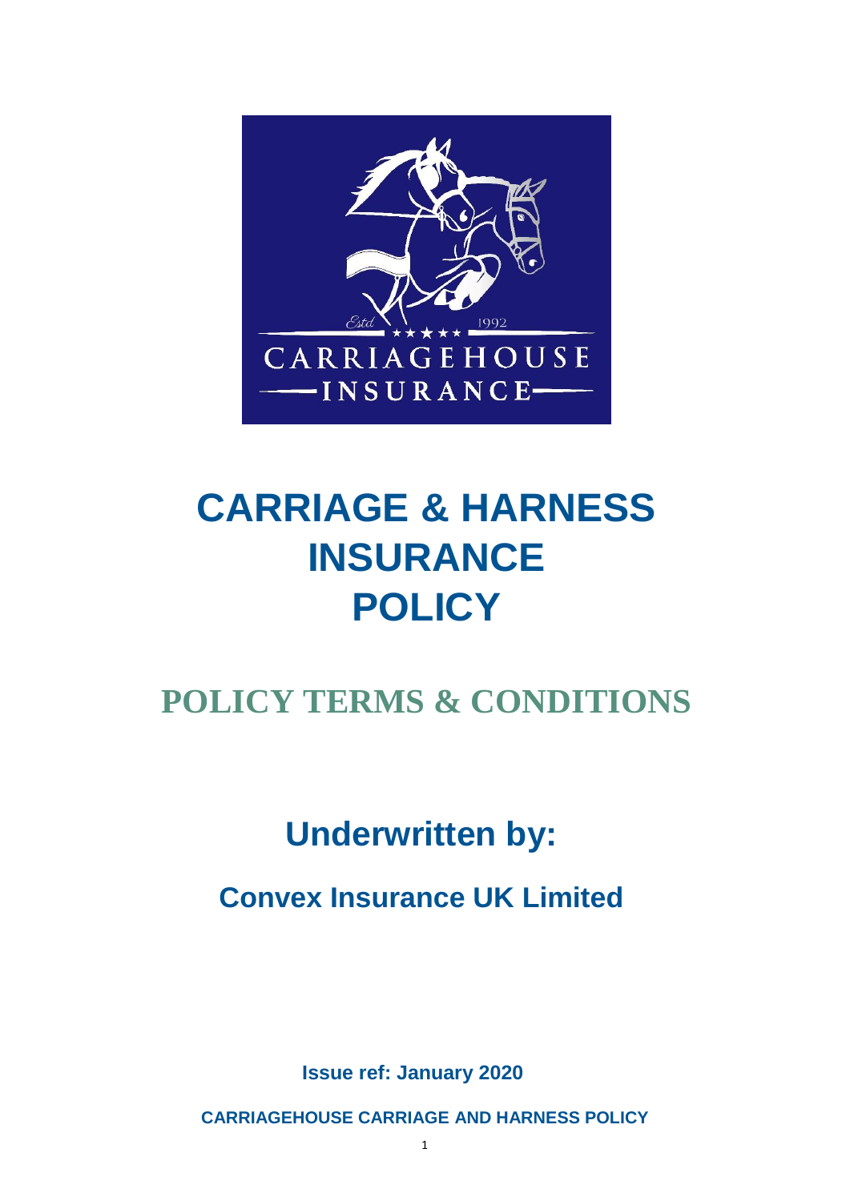# CARRIAGE & HARNESS INSURANCE POLICY

## POLICY TERMS & CONDITIONS

## Underwritten by:

### Convex Insurance UK Limited

**Issue ref: January 2020**

**CARRIAGEHOUSE CARRIAGE AND HARNESS POLICY**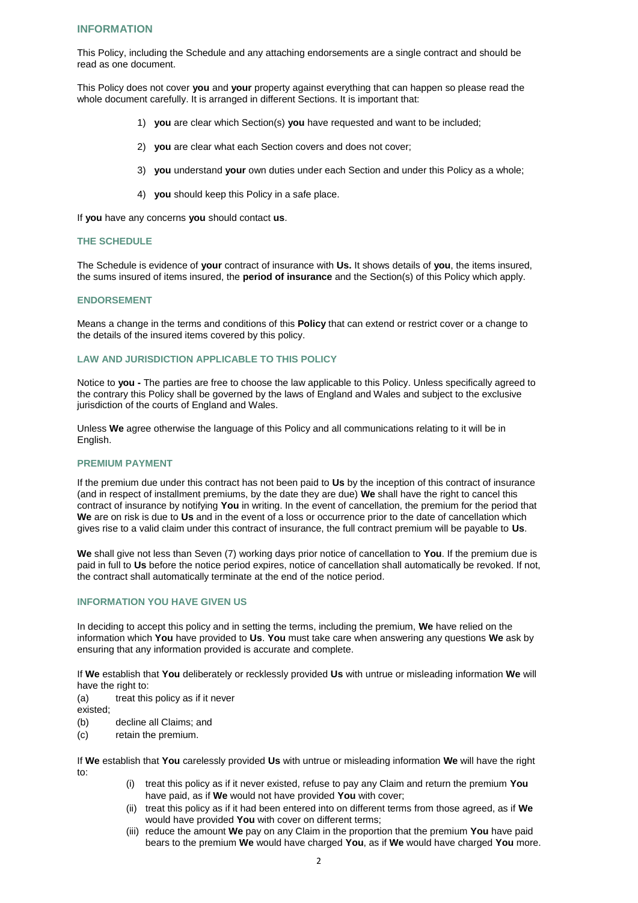## INFORMATION

This Policy, including the Schedule and any attaching endorsements are a single contract and should be read as one document.

This Policy does not cover **you** and **your** property against everything that can happen so please read the whole document carefully. It is arranged in different Sections. It is important that:

1) **you** are clear which Section(s) **you** have requested and want to be included;
2) **you** are clear what each Section covers and does not cover;
3) **you** understand **your** own duties under each Section and under this Policy as a whole;
4) **you** should keep this Policy in a safe place.

If **you** have any concerns **you** should contact **us**.

## THE SCHEDULE

The Schedule is evidence of **your** contract of insurance with **Us.** It shows details of **you**, the items insured, the sums insured of items insured, the **period of insurance** and the Section(s) of this Policy which apply.

## ENDORSEMENT

Means a change in the terms and conditions of this **Policy** that can extend or restrict cover or a change to the details of the insured items covered by this policy.

## LAW AND JURISDICTION APPLICABLE TO THIS POLICY

Notice to **you -** The parties are free to choose the law applicable to this Policy. Unless specifically agreed to the contrary this Policy shall be governed by the laws of England and Wales and subject to the exclusive jurisdiction of the courts of England and Wales.

Unless **We** agree otherwise the language of this Policy and all communications relating to it will be in English.

## PREMIUM PAYMENT

If the premium due under this contract has not been paid to **Us** by the inception of this contract of insurance (and in respect of installment premiums, by the date they are due) **We** shall have the right to cancel this contract of insurance by notifying **You** in writing. In the event of cancellation, the premium for the period that **We** are on risk is due to **Us** and in the event of a loss or occurrence prior to the date of cancellation which gives rise to a valid claim under this contract of insurance, the full contract premium will be payable to **Us**.

**We** shall give not less than Seven (7) working days prior notice of cancellation to **You**. If the premium due is paid in full to **Us** before the notice period expires, notice of cancellation shall automatically be revoked. If not, the contract shall automatically terminate at the end of the notice period.

## INFORMATION YOU HAVE GIVEN US

In deciding to accept this policy and in setting the terms, including the premium, **We** have relied on the information which **You** have provided to **Us**. **You** must take care when answering any questions **We** ask by ensuring that any information provided is accurate and complete.

If **We** establish that **You** deliberately or recklessly provided **Us** with untrue or misleading information **We** will have the right to:

(a) treat this policy as if it never existed;
(b) decline all Claims; and
(c) retain the premium.

If **We** establish that **You** carelessly provided **Us** with untrue or misleading information **We** will have the right to:

(i) treat this policy as if it never existed, refuse to pay any Claim and return the premium **You** have paid, as if **We** would not have provided **You** with cover;
(ii) treat this policy as if it had been entered into on different terms from those agreed, as if **We** would have provided **You** with cover on different terms;
(iii) reduce the amount **We** pay on any Claim in the proportion that the premium **You** have paid bears to the premium **We** would have charged **You**, as if **We** would have charged **You** more.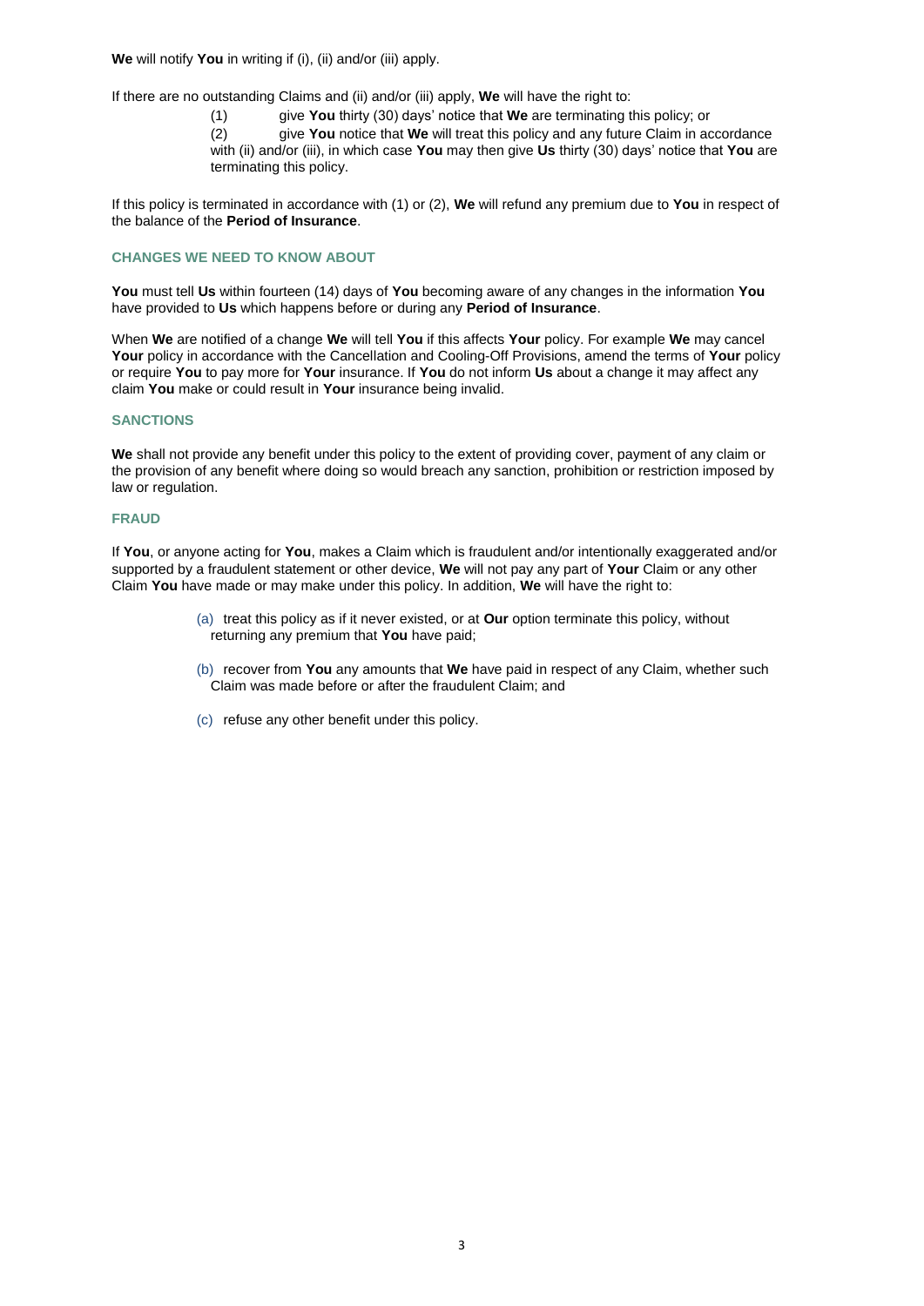**We** will notify **You** in writing if (i), (ii) and/or (iii) apply.

If there are no outstanding Claims and (ii) and/or (iii) apply, **We** will have the right to:

(1) give **You** thirty (30) days' notice that **We** are terminating this policy; or

(2) give **You** notice that **We** will treat this policy and any future Claim in accordance with (ii) and/or (iii), in which case **You** may then give **Us** thirty (30) days' notice that **You** are terminating this policy.

If this policy is terminated in accordance with (1) or (2), **We** will refund any premium due to **You** in respect of the balance of the **Period of Insurance**.

### CHANGES WE NEED TO KNOW ABOUT

**You** must tell **Us** within fourteen (14) days of **You** becoming aware of any changes in the information **You** have provided to **Us** which happens before or during any **Period of Insurance**.

When **We** are notified of a change **We** will tell **You** if this affects **Your** policy. For example **We** may cancel **Your** policy in accordance with the Cancellation and Cooling-Off Provisions, amend the terms of **Your** policy or require **You** to pay more for **Your** insurance. If **You** do not inform **Us** about a change it may affect any claim **You** make or could result in **Your** insurance being invalid.

### SANCTIONS

**We** shall not provide any benefit under this policy to the extent of providing cover, payment of any claim or the provision of any benefit where doing so would breach any sanction, prohibition or restriction imposed by law or regulation.

### FRAUD

If **You**, or anyone acting for **You**, makes a Claim which is fraudulent and/or intentionally exaggerated and/or supported by a fraudulent statement or other device, **We** will not pay any part of **Your** Claim or any other Claim **You** have made or may make under this policy. In addition, **We** will have the right to:

(a) treat this policy as if it never existed, or at **Our** option terminate this policy, without returning any premium that **You** have paid;

(b) recover from **You** any amounts that **We** have paid in respect of any Claim, whether such Claim was made before or after the fraudulent Claim; and

(c) refuse any other benefit under this policy.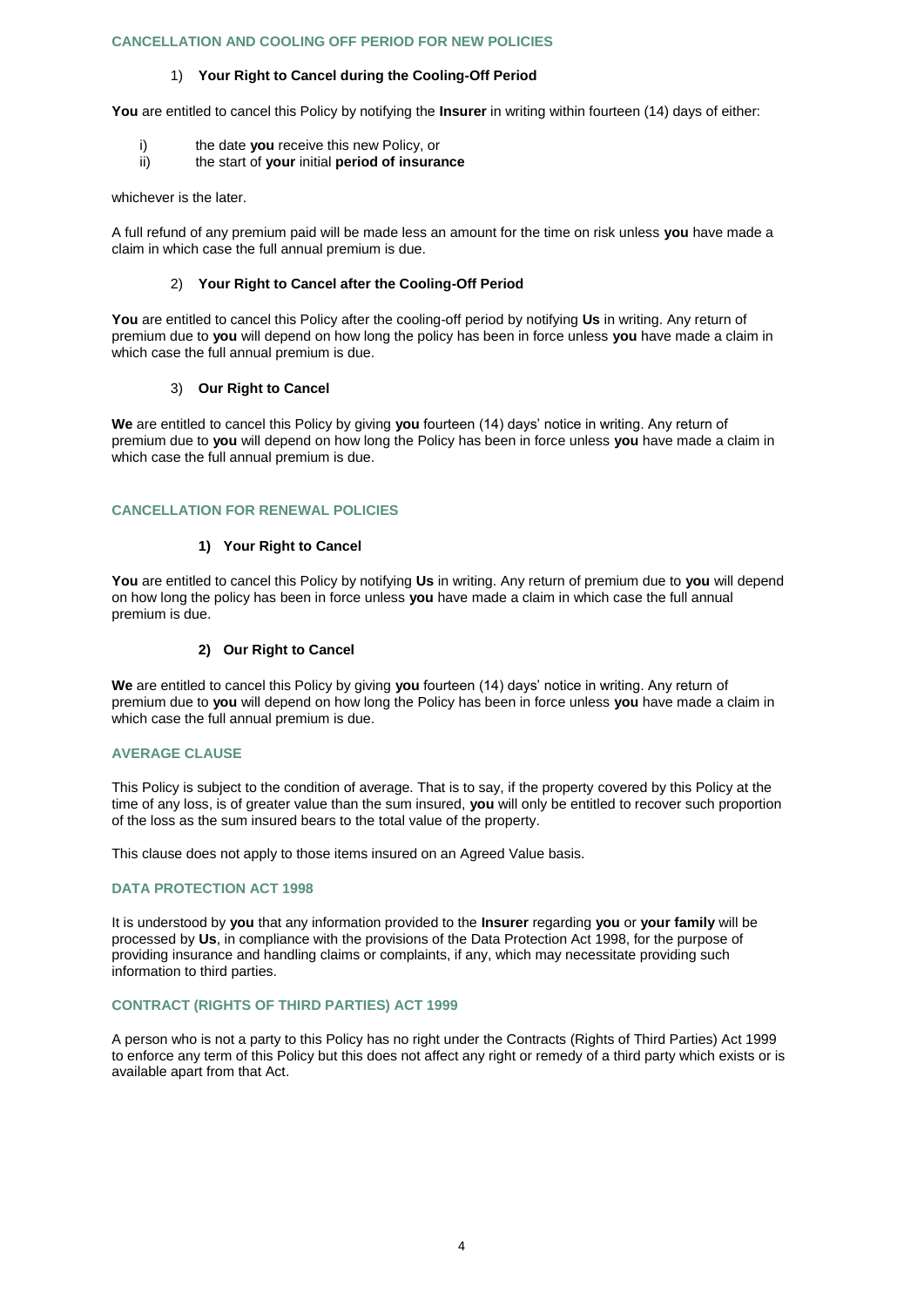## CANCELLATION AND COOLING OFF PERIOD FOR NEW POLICIES

### 1) Your Right to Cancel during the Cooling-Off Period

**You** are entitled to cancel this Policy by notifying the **Insurer** in writing within fourteen (14) days of either:

i) the date **you** receive this new Policy, or
ii) the start of **your** initial **period of insurance**

whichever is the later.

A full refund of any premium paid will be made less an amount for the time on risk unless **you** have made a claim in which case the full annual premium is due.

### 2) Your Right to Cancel after the Cooling-Off Period

**You** are entitled to cancel this Policy after the cooling-off period by notifying **Us** in writing. Any return of premium due to **you** will depend on how long the policy has been in force unless **you** have made a claim in which case the full annual premium is due.

### 3) Our Right to Cancel

**We** are entitled to cancel this Policy by giving **you** fourteen (14) days' notice in writing. Any return of premium due to **you** will depend on how long the Policy has been in force unless **you** have made a claim in which case the full annual premium is due.

## CANCELLATION FOR RENEWAL POLICIES

### 1) Your Right to Cancel

**You** are entitled to cancel this Policy by notifying **Us** in writing. Any return of premium due to **you** will depend on how long the policy has been in force unless **you** have made a claim in which case the full annual premium is due.

### 2) Our Right to Cancel

**We** are entitled to cancel this Policy by giving **you** fourteen (14) days' notice in writing. Any return of premium due to **you** will depend on how long the Policy has been in force unless **you** have made a claim in which case the full annual premium is due.

## AVERAGE CLAUSE

This Policy is subject to the condition of average. That is to say, if the property covered by this Policy at the time of any loss, is of greater value than the sum insured, **you** will only be entitled to recover such proportion of the loss as the sum insured bears to the total value of the property.

This clause does not apply to those items insured on an Agreed Value basis.

## DATA PROTECTION ACT 1998

It is understood by **you** that any information provided to the **Insurer** regarding **you** or **your family** will be processed by **Us**, in compliance with the provisions of the Data Protection Act 1998, for the purpose of providing insurance and handling claims or complaints, if any, which may necessitate providing such information to third parties.

## CONTRACT (RIGHTS OF THIRD PARTIES) ACT 1999

A person who is not a party to this Policy has no right under the Contracts (Rights of Third Parties) Act 1999 to enforce any term of this Policy but this does not affect any right or remedy of a third party which exists or is available apart from that Act.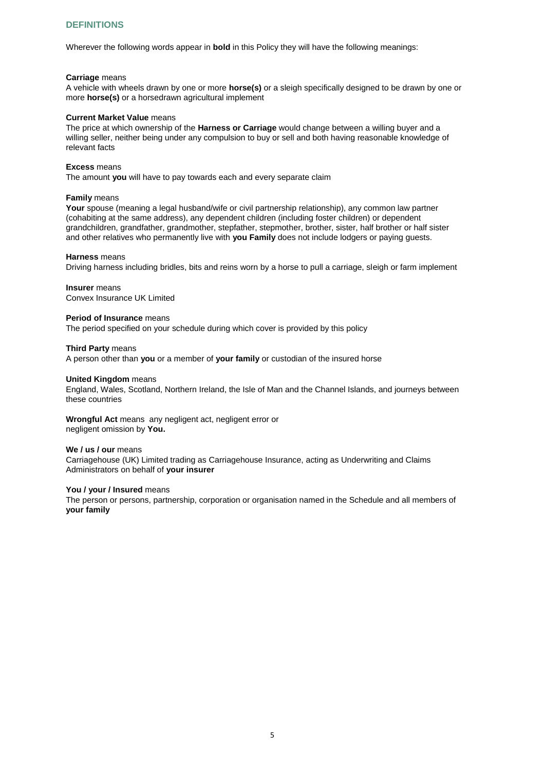## DEFINITIONS

Wherever the following words appear in **bold** in this Policy they will have the following meanings:

**Carriage** means
A vehicle with wheels drawn by one or more **horse(s)** or a sleigh specifically designed to be drawn by one or more **horse(s)** or a horsedrawn agricultural implement

**Current Market Value** means
The price at which ownership of the **Harness or Carriage** would change between a willing buyer and a willing seller, neither being under any compulsion to buy or sell and both having reasonable knowledge of relevant facts

**Excess** means
The amount **you** will have to pay towards each and every separate claim

**Family** means
**Your** spouse (meaning a legal husband/wife or civil partnership relationship), any common law partner (cohabiting at the same address), any dependent children (including foster children) or dependent grandchildren, grandfather, grandmother, stepfather, stepmother, brother, sister, half brother or half sister and other relatives who permanently live with **you Family** does not include lodgers or paying guests.

**Harness** means
Driving harness including bridles, bits and reins worn by a horse to pull a carriage, sleigh or farm implement

**Insurer** means
Convex Insurance UK Limited

**Period of Insurance** means
The period specified on your schedule during which cover is provided by this policy

**Third Party** means
A person other than **you** or a member of **your family** or custodian of the insured horse

**United Kingdom** means
England, Wales, Scotland, Northern Ireland, the Isle of Man and the Channel Islands, and journeys between these countries

**Wrongful Act** means any negligent act, negligent error or negligent omission by **You.**

**We / us / our** means
Carriagehouse (UK) Limited trading as Carriagehouse Insurance, acting as Underwriting and Claims Administrators on behalf of **your insurer**

**You / your / Insured** means
The person or persons, partnership, corporation or organisation named in the Schedule and all members of **your family**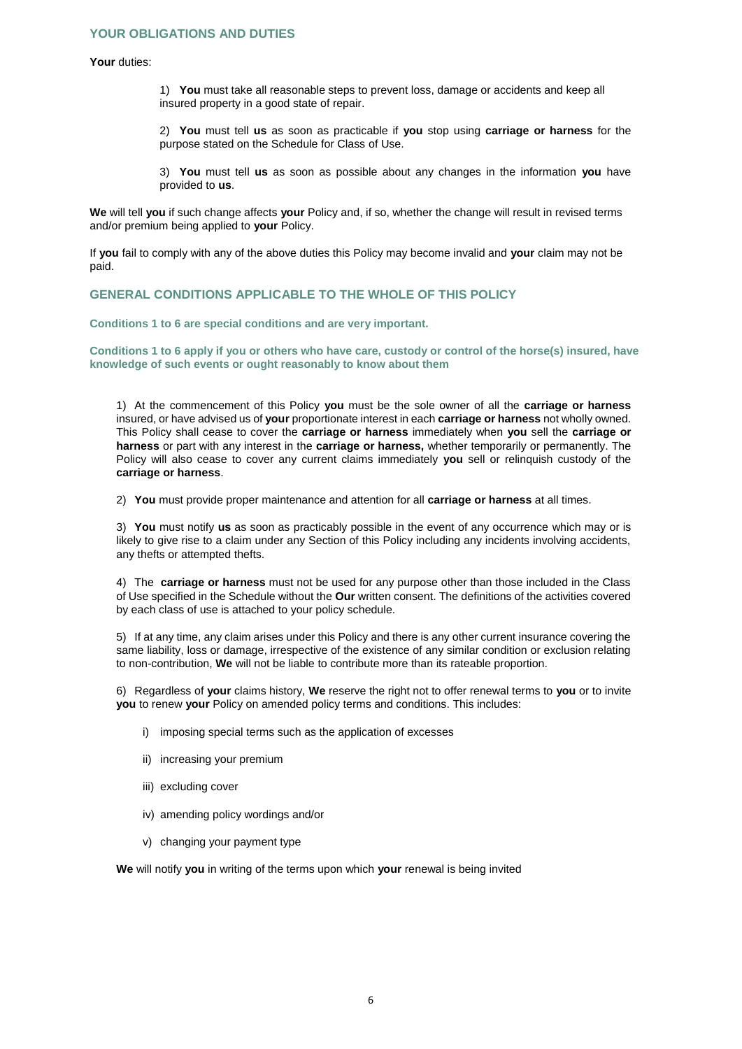## YOUR OBLIGATIONS AND DUTIES

**Your** duties:

1) **You** must take all reasonable steps to prevent loss, damage or accidents and keep all insured property in a good state of repair.

2) **You** must tell **us** as soon as practicable if **you** stop using **carriage or harness** for the purpose stated on the Schedule for Class of Use.

3) **You** must tell **us** as soon as possible about any changes in the information **you** have provided to **us**.

**We** will tell **you** if such change affects **your** Policy and, if so, whether the change will result in revised terms and/or premium being applied to **your** Policy.

If **you** fail to comply with any of the above duties this Policy may become invalid and **your** claim may not be paid.

## GENERAL CONDITIONS APPLICABLE TO THE WHOLE OF THIS POLICY

**Conditions 1 to 6 are special conditions and are very important.**

**Conditions 1 to 6 apply if you or others who have care, custody or control of the horse(s) insured, have knowledge of such events or ought reasonably to know about them**

1) At the commencement of this Policy **you** must be the sole owner of all the **carriage or harness** insured, or have advised us of **your** proportionate interest in each **carriage or harness** not wholly owned. This Policy shall cease to cover the **carriage or harness** immediately when **you** sell the **carriage or harness** or part with any interest in the **carriage or harness,** whether temporarily or permanently. The Policy will also cease to cover any current claims immediately **you** sell or relinquish custody of the **carriage or harness**.

2) **You** must provide proper maintenance and attention for all **carriage or harness** at all times.

3) **You** must notify **us** as soon as practicably possible in the event of any occurrence which may or is likely to give rise to a claim under any Section of this Policy including any incidents involving accidents, any thefts or attempted thefts.

4) The **carriage or harness** must not be used for any purpose other than those included in the Class of Use specified in the Schedule without the **Our** written consent. The definitions of the activities covered by each class of use is attached to your policy schedule.

5) If at any time, any claim arises under this Policy and there is any other current insurance covering the same liability, loss or damage, irrespective of the existence of any similar condition or exclusion relating to non-contribution, **We** will not be liable to contribute more than its rateable proportion.

6) Regardless of **your** claims history, **We** reserve the right not to offer renewal terms to **you** or to invite **you** to renew **your** Policy on amended policy terms and conditions. This includes:

- i) imposing special terms such as the application of excesses
- ii) increasing your premium
- iii) excluding cover
- iv) amending policy wordings and/or
- v) changing your payment type

**We** will notify **you** in writing of the terms upon which **your** renewal is being invited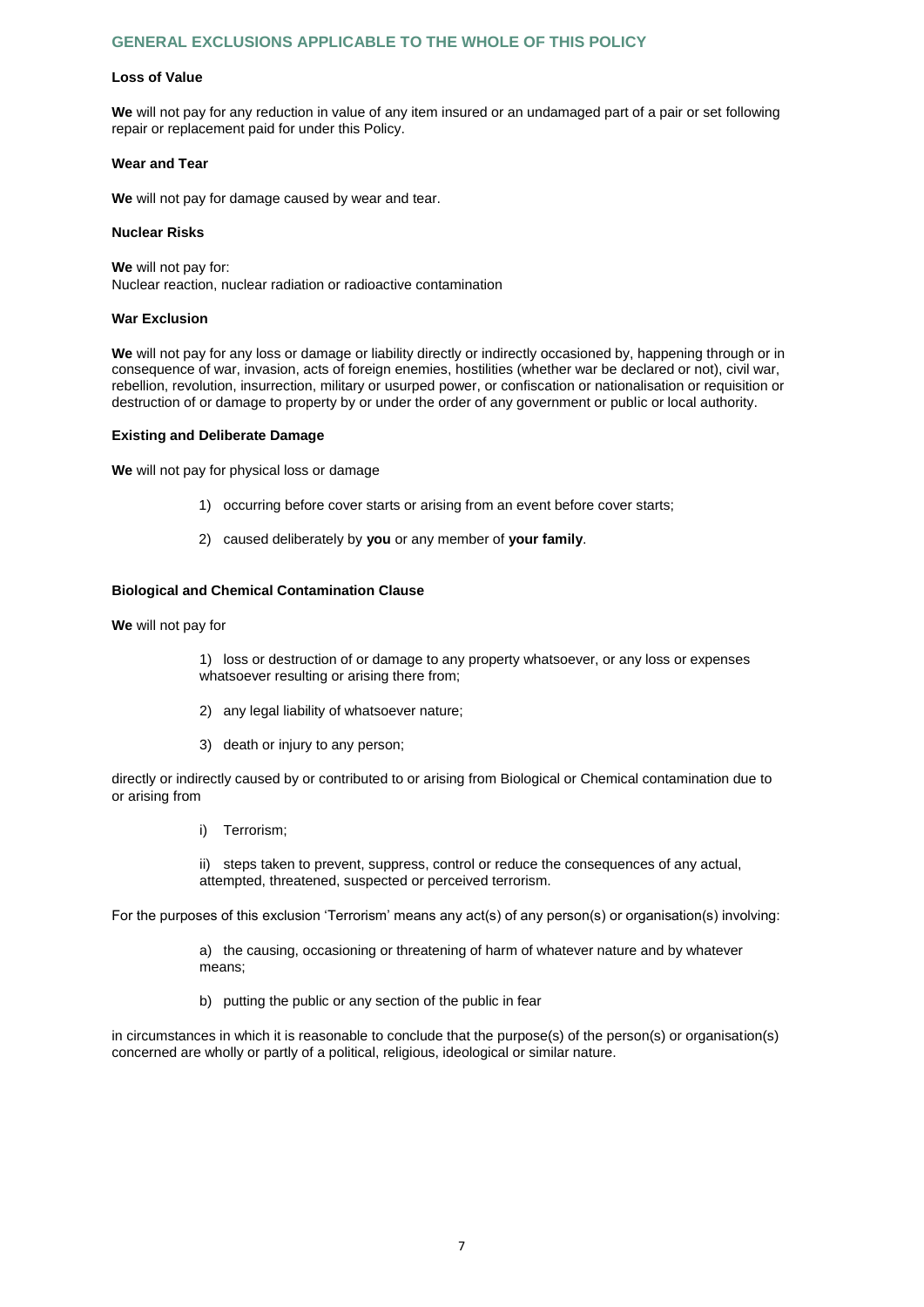## GENERAL EXCLUSIONS APPLICABLE TO THE WHOLE OF THIS POLICY

### Loss of Value

**We** will not pay for any reduction in value of any item insured or an undamaged part of a pair or set following repair or replacement paid for under this Policy.

### Wear and Tear

**We** will not pay for damage caused by wear and tear.

### Nuclear Risks

**We** will not pay for:
Nuclear reaction, nuclear radiation or radioactive contamination

### War Exclusion

**We** will not pay for any loss or damage or liability directly or indirectly occasioned by, happening through or in consequence of war, invasion, acts of foreign enemies, hostilities (whether war be declared or not), civil war, rebellion, revolution, insurrection, military or usurped power, or confiscation or nationalisation or requisition or destruction of or damage to property by or under the order of any government or public or local authority.

### Existing and Deliberate Damage

**We** will not pay for physical loss or damage

1) occurring before cover starts or arising from an event before cover starts;
2) caused deliberately by **you** or any member of **your family**.

### Biological and Chemical Contamination Clause

**We** will not pay for

1) loss or destruction of or damage to any property whatsoever, or any loss or expenses whatsoever resulting or arising there from;
2) any legal liability of whatsoever nature;
3) death or injury to any person;

directly or indirectly caused by or contributed to or arising from Biological or Chemical contamination due to or arising from

i) Terrorism;

ii) steps taken to prevent, suppress, control or reduce the consequences of any actual, attempted, threatened, suspected or perceived terrorism.

For the purposes of this exclusion 'Terrorism' means any act(s) of any person(s) or organisation(s) involving:

a) the causing, occasioning or threatening of harm of whatever nature and by whatever means;

b) putting the public or any section of the public in fear

in circumstances in which it is reasonable to conclude that the purpose(s) of the person(s) or organisation(s) concerned are wholly or partly of a political, religious, ideological or similar nature.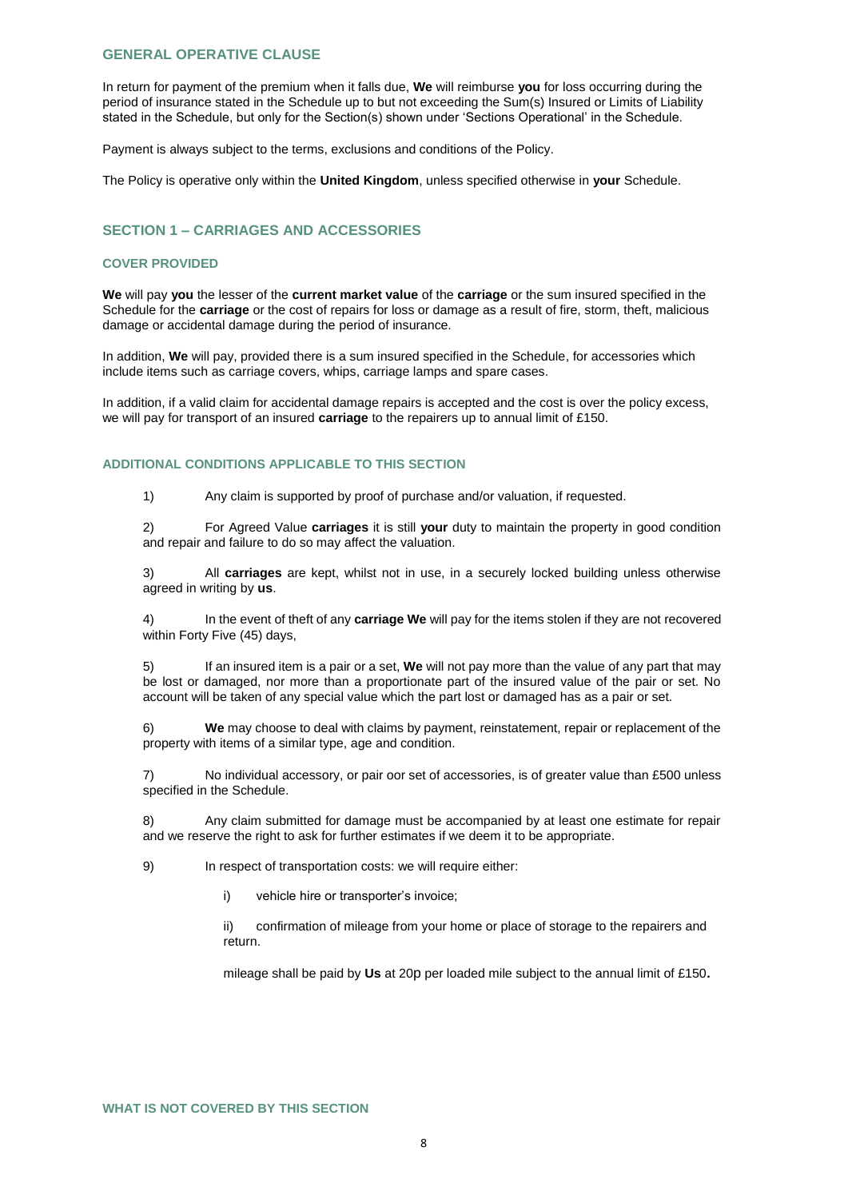## GENERAL OPERATIVE CLAUSE

In return for payment of the premium when it falls due, **We** will reimburse **you** for loss occurring during the period of insurance stated in the Schedule up to but not exceeding the Sum(s) Insured or Limits of Liability stated in the Schedule, but only for the Section(s) shown under 'Sections Operational' in the Schedule.

Payment is always subject to the terms, exclusions and conditions of the Policy.

The Policy is operative only within the **United Kingdom**, unless specified otherwise in **your** Schedule.

## SECTION 1 – CARRIAGES AND ACCESSORIES

### COVER PROVIDED

**We** will pay **you** the lesser of the **current market value** of the **carriage** or the sum insured specified in the Schedule for the **carriage** or the cost of repairs for loss or damage as a result of fire, storm, theft, malicious damage or accidental damage during the period of insurance.

In addition, **We** will pay, provided there is a sum insured specified in the Schedule, for accessories which include items such as carriage covers, whips, carriage lamps and spare cases.

In addition, if a valid claim for accidental damage repairs is accepted and the cost is over the policy excess, we will pay for transport of an insured **carriage** to the repairers up to annual limit of £150.

### ADDITIONAL CONDITIONS APPLICABLE TO THIS SECTION

1) Any claim is supported by proof of purchase and/or valuation, if requested.

2) For Agreed Value **carriages** it is still **your** duty to maintain the property in good condition and repair and failure to do so may affect the valuation.

3) All **carriages** are kept, whilst not in use, in a securely locked building unless otherwise agreed in writing by **us**.

4) In the event of theft of any **carriage We** will pay for the items stolen if they are not recovered within Forty Five (45) days,

5) If an insured item is a pair or a set, **We** will not pay more than the value of any part that may be lost or damaged, nor more than a proportionate part of the insured value of the pair or set. No account will be taken of any special value which the part lost or damaged has as a pair or set.

6) **We** may choose to deal with claims by payment, reinstatement, repair or replacement of the property with items of a similar type, age and condition.

7) No individual accessory, or pair oor set of accessories, is of greater value than £500 unless specified in the Schedule.

8) Any claim submitted for damage must be accompanied by at least one estimate for repair and we reserve the right to ask for further estimates if we deem it to be appropriate.

9) In respect of transportation costs: we will require either:

   i) vehicle hire or transporter's invoice;

   ii) confirmation of mileage from your home or place of storage to the repairers and return.

   mileage shall be paid by **Us** at 20p per loaded mile subject to the annual limit of £150**.**

### WHAT IS NOT COVERED BY THIS SECTION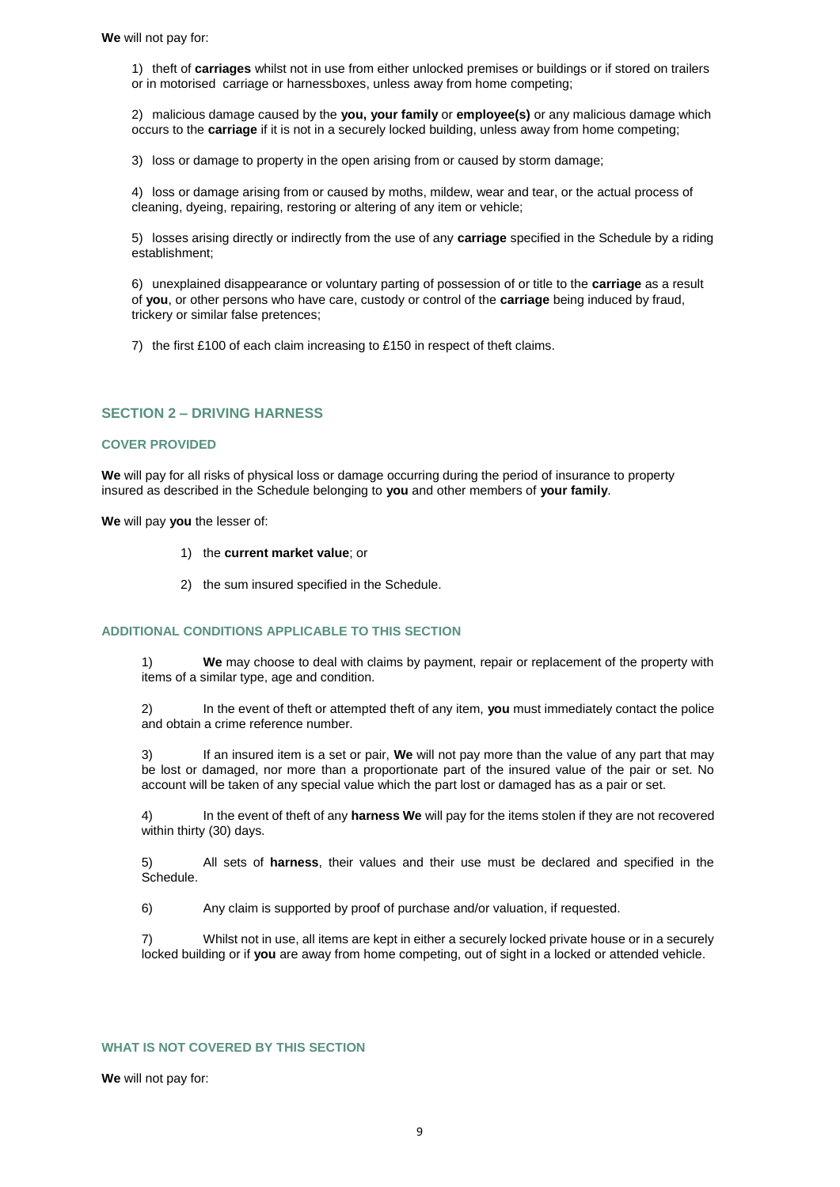**We** will not pay for:

1) theft of **carriages** whilst not in use from either unlocked premises or buildings or if stored on trailers or in motorised carriage or harnessboxes, unless away from home competing;

2) malicious damage caused by the **you, your family** or **employee(s)** or any malicious damage which occurs to the **carriage** if it is not in a securely locked building, unless away from home competing;

3) loss or damage to property in the open arising from or caused by storm damage;

4) loss or damage arising from or caused by moths, mildew, wear and tear, or the actual process of cleaning, dyeing, repairing, restoring or altering of any item or vehicle;

5) losses arising directly or indirectly from the use of any **carriage** specified in the Schedule by a riding establishment;

6) unexplained disappearance or voluntary parting of possession of or title to the **carriage** as a result of **you**, or other persons who have care, custody or control of the **carriage** being induced by fraud, trickery or similar false pretences;

7) the first £100 of each claim increasing to £150 in respect of theft claims.

## SECTION 2 – DRIVING HARNESS

### COVER PROVIDED

**We** will pay for all risks of physical loss or damage occurring during the period of insurance to property insured as described in the Schedule belonging to **you** and other members of **your family**.

**We** will pay **you** the lesser of:

1) the **current market value**; or

2) the sum insured specified in the Schedule.

### ADDITIONAL CONDITIONS APPLICABLE TO THIS SECTION

1) **We** may choose to deal with claims by payment, repair or replacement of the property with items of a similar type, age and condition.

2) In the event of theft or attempted theft of any item, **you** must immediately contact the police and obtain a crime reference number.

3) If an insured item is a set or pair, **We** will not pay more than the value of any part that may be lost or damaged, nor more than a proportionate part of the insured value of the pair or set. No account will be taken of any special value which the part lost or damaged has as a pair or set.

4) In the event of theft of any **harness We** will pay for the items stolen if they are not recovered within thirty (30) days.

5) All sets of **harness**, their values and their use must be declared and specified in the Schedule.

6) Any claim is supported by proof of purchase and/or valuation, if requested.

7) Whilst not in use, all items are kept in either a securely locked private house or in a securely locked building or if **you** are away from home competing, out of sight in a locked or attended vehicle.

### WHAT IS NOT COVERED BY THIS SECTION

**We** will not pay for: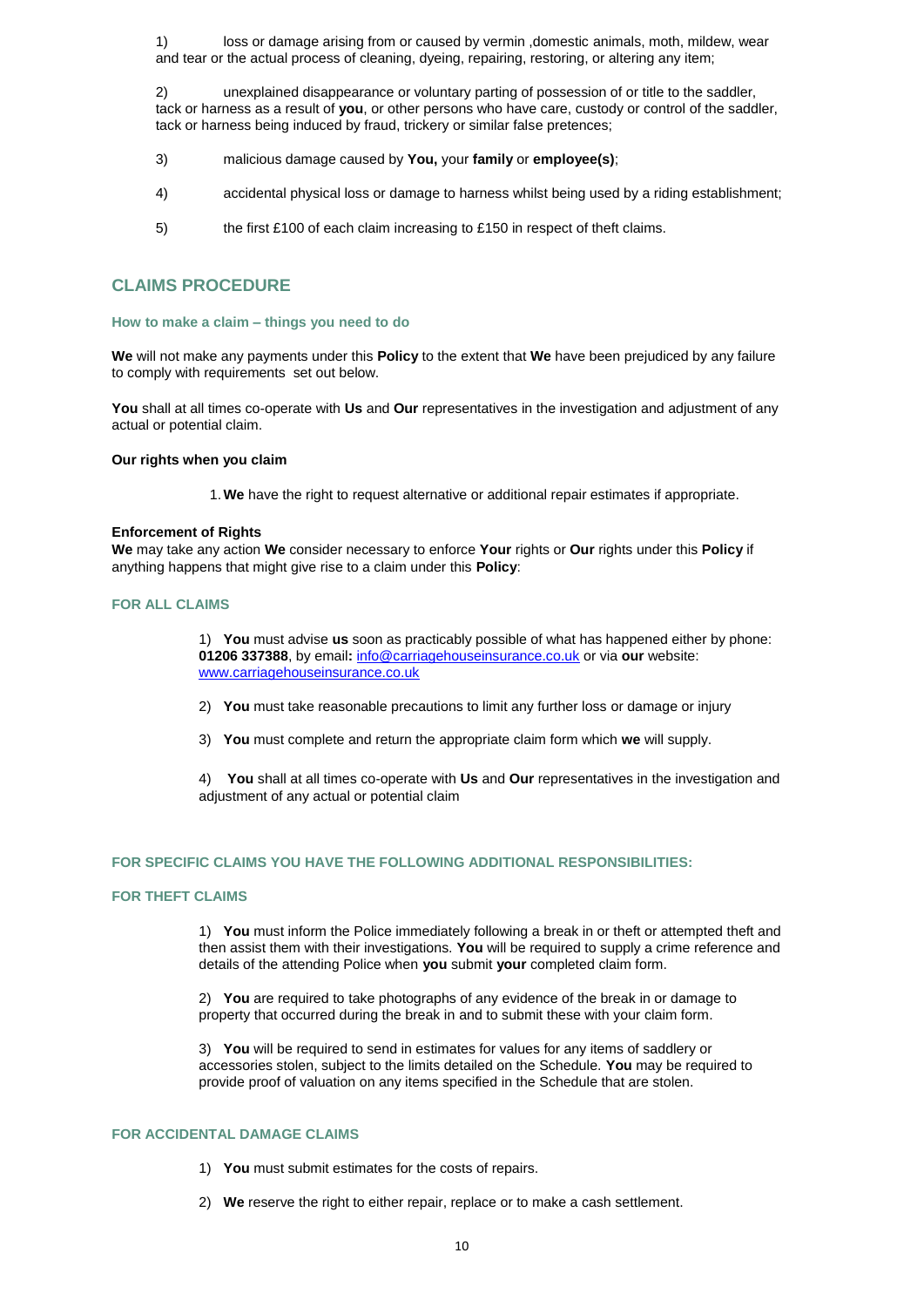1) loss or damage arising from or caused by vermin ,domestic animals, moth, mildew, wear and tear or the actual process of cleaning, dyeing, repairing, restoring, or altering any item;

2) unexplained disappearance or voluntary parting of possession of or title to the saddler, tack or harness as a result of **you**, or other persons who have care, custody or control of the saddler, tack or harness being induced by fraud, trickery or similar false pretences;

3) malicious damage caused by **You,** your **family** or **employee(s)**;

4) accidental physical loss or damage to harness whilst being used by a riding establishment;

5) the first £100 of each claim increasing to £150 in respect of theft claims.

## CLAIMS PROCEDURE

### How to make a claim – things you need to do

**We** will not make any payments under this **Policy** to the extent that **We** have been prejudiced by any failure to comply with requirements set out below.

**You** shall at all times co-operate with **Us** and **Our** representatives in the investigation and adjustment of any actual or potential claim.

**Our rights when you claim**

1. **We** have the right to request alternative or additional repair estimates if appropriate.

**Enforcement of Rights**
**We** may take any action **We** consider necessary to enforce **Your** rights or **Our** rights under this **Policy** if anything happens that might give rise to a claim under this **Policy**:

### FOR ALL CLAIMS

1) **You** must advise **us** soon as practicably possible of what has happened either by phone: **01206 337388**, by email**:** info@carriagehouseinsurance.co.uk or via **our** website: www.carriagehouseinsurance.co.uk

2) **You** must take reasonable precautions to limit any further loss or damage or injury

3) **You** must complete and return the appropriate claim form which **we** will supply.

4) **You** shall at all times co-operate with **Us** and **Our** representatives in the investigation and adjustment of any actual or potential claim

### FOR SPECIFIC CLAIMS YOU HAVE THE FOLLOWING ADDITIONAL RESPONSIBILITIES:

### FOR THEFT CLAIMS

1) **You** must inform the Police immediately following a break in or theft or attempted theft and then assist them with their investigations. **You** will be required to supply a crime reference and details of the attending Police when **you** submit **your** completed claim form.

2) **You** are required to take photographs of any evidence of the break in or damage to property that occurred during the break in and to submit these with your claim form.

3) **You** will be required to send in estimates for values for any items of saddlery or accessories stolen, subject to the limits detailed on the Schedule. **You** may be required to provide proof of valuation on any items specified in the Schedule that are stolen.

### FOR ACCIDENTAL DAMAGE CLAIMS

1) **You** must submit estimates for the costs of repairs.

2) **We** reserve the right to either repair, replace or to make a cash settlement.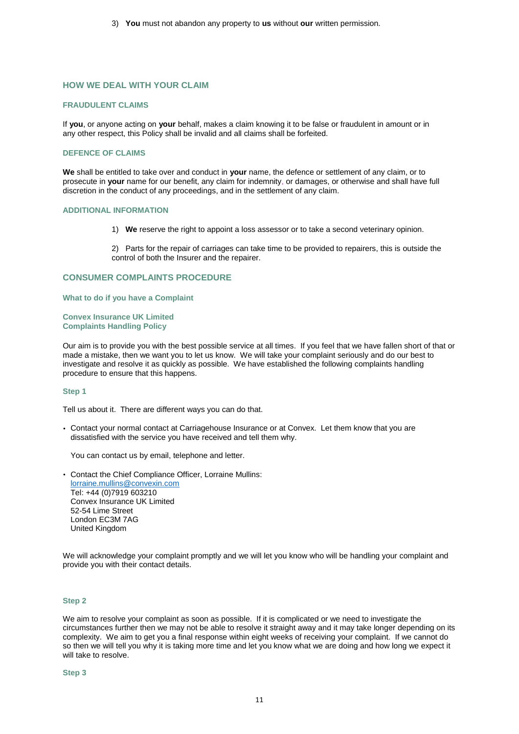3) **You** must not abandon any property to **us** without **our** written permission.

## HOW WE DEAL WITH YOUR CLAIM

### FRAUDULENT CLAIMS

If **you**, or anyone acting on **your** behalf, makes a claim knowing it to be false or fraudulent in amount or in any other respect, this Policy shall be invalid and all claims shall be forfeited.

### DEFENCE OF CLAIMS

**We** shall be entitled to take over and conduct in **your** name, the defence or settlement of any claim, or to prosecute in **your** name for our benefit, any claim for indemnity, or damages, or otherwise and shall have full discretion in the conduct of any proceedings, and in the settlement of any claim.

### ADDITIONAL INFORMATION

1) **We** reserve the right to appoint a loss assessor or to take a second veterinary opinion.

2) Parts for the repair of carriages can take time to be provided to repairers, this is outside the control of both the Insurer and the repairer.

## CONSUMER COMPLAINTS PROCEDURE

### What to do if you have a Complaint

**Convex Insurance UK Limited**
**Complaints Handling Policy**

Our aim is to provide you with the best possible service at all times. If you feel that we have fallen short of that or made a mistake, then we want you to let us know. We will take your complaint seriously and do our best to investigate and resolve it as quickly as possible. We have established the following complaints handling procedure to ensure that this happens.

### Step 1

Tell us about it. There are different ways you can do that.

- Contact your normal contact at Carriagehouse Insurance or at Convex. Let them know that you are dissatisfied with the service you have received and tell them why.

  You can contact us by email, telephone and letter.

- Contact the Chief Compliance Officer, Lorraine Mullins:
  lorraine.mullins@convexin.com
  Tel: +44 (0)7919 603210
  Convex Insurance UK Limited
  52-54 Lime Street
  London EC3M 7AG
  United Kingdom

We will acknowledge your complaint promptly and we will let you know who will be handling your complaint and provide you with their contact details.

### Step 2

We aim to resolve your complaint as soon as possible. If it is complicated or we need to investigate the circumstances further then we may not be able to resolve it straight away and it may take longer depending on its complexity. We aim to get you a final response within eight weeks of receiving your complaint. If we cannot do so then we will tell you why it is taking more time and let you know what we are doing and how long we expect it will take to resolve.

### Step 3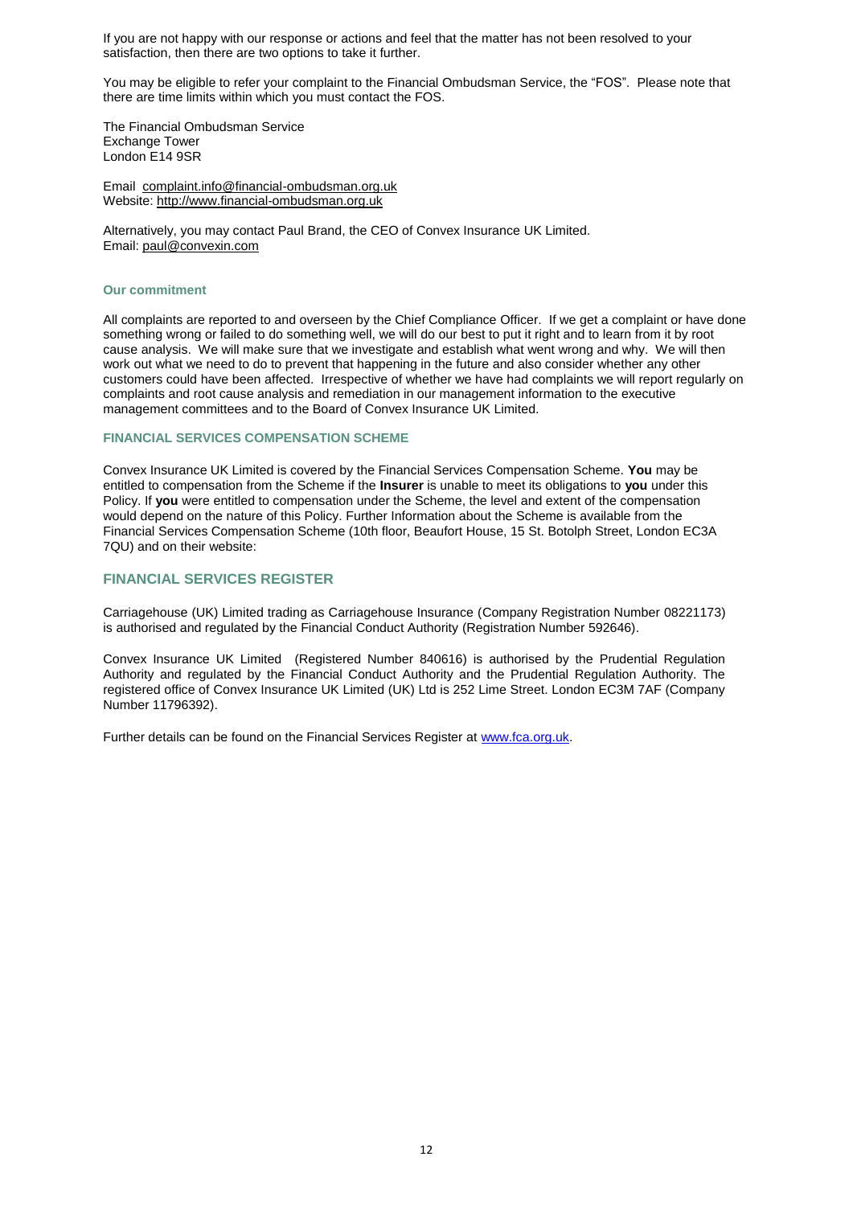If you are not happy with our response or actions and feel that the matter has not been resolved to your satisfaction, then there are two options to take it further.

You may be eligible to refer your complaint to the Financial Ombudsman Service, the "FOS". Please note that there are time limits within which you must contact the FOS.

The Financial Ombudsman Service
Exchange Tower
London E14 9SR

Email complaint.info@financial-ombudsman.org.uk
Website: http://www.financial-ombudsman.org.uk

Alternatively, you may contact Paul Brand, the CEO of Convex Insurance UK Limited.
Email: paul@convexin.com

#### Our commitment

All complaints are reported to and overseen by the Chief Compliance Officer. If we get a complaint or have done something wrong or failed to do something well, we will do our best to put it right and to learn from it by root cause analysis. We will make sure that we investigate and establish what went wrong and why. We will then work out what we need to do to prevent that happening in the future and also consider whether any other customers could have been affected. Irrespective of whether we have had complaints we will report regularly on complaints and root cause analysis and remediation in our management information to the executive management committees and to the Board of Convex Insurance UK Limited.

#### FINANCIAL SERVICES COMPENSATION SCHEME

Convex Insurance UK Limited is covered by the Financial Services Compensation Scheme. **You** may be entitled to compensation from the Scheme if the **Insurer** is unable to meet its obligations to **you** under this Policy. If **you** were entitled to compensation under the Scheme, the level and extent of the compensation would depend on the nature of this Policy. Further Information about the Scheme is available from the Financial Services Compensation Scheme (10th floor, Beaufort House, 15 St. Botolph Street, London EC3A 7QU) and on their website:

### FINANCIAL SERVICES REGISTER

Carriagehouse (UK) Limited trading as Carriagehouse Insurance (Company Registration Number 08221173) is authorised and regulated by the Financial Conduct Authority (Registration Number 592646).

Convex Insurance UK Limited (Registered Number 840616) is authorised by the Prudential Regulation Authority and regulated by the Financial Conduct Authority and the Prudential Regulation Authority. The registered office of Convex Insurance UK Limited (UK) Ltd is 252 Lime Street. London EC3M 7AF (Company Number 11796392).

Further details can be found on the Financial Services Register at www.fca.org.uk.